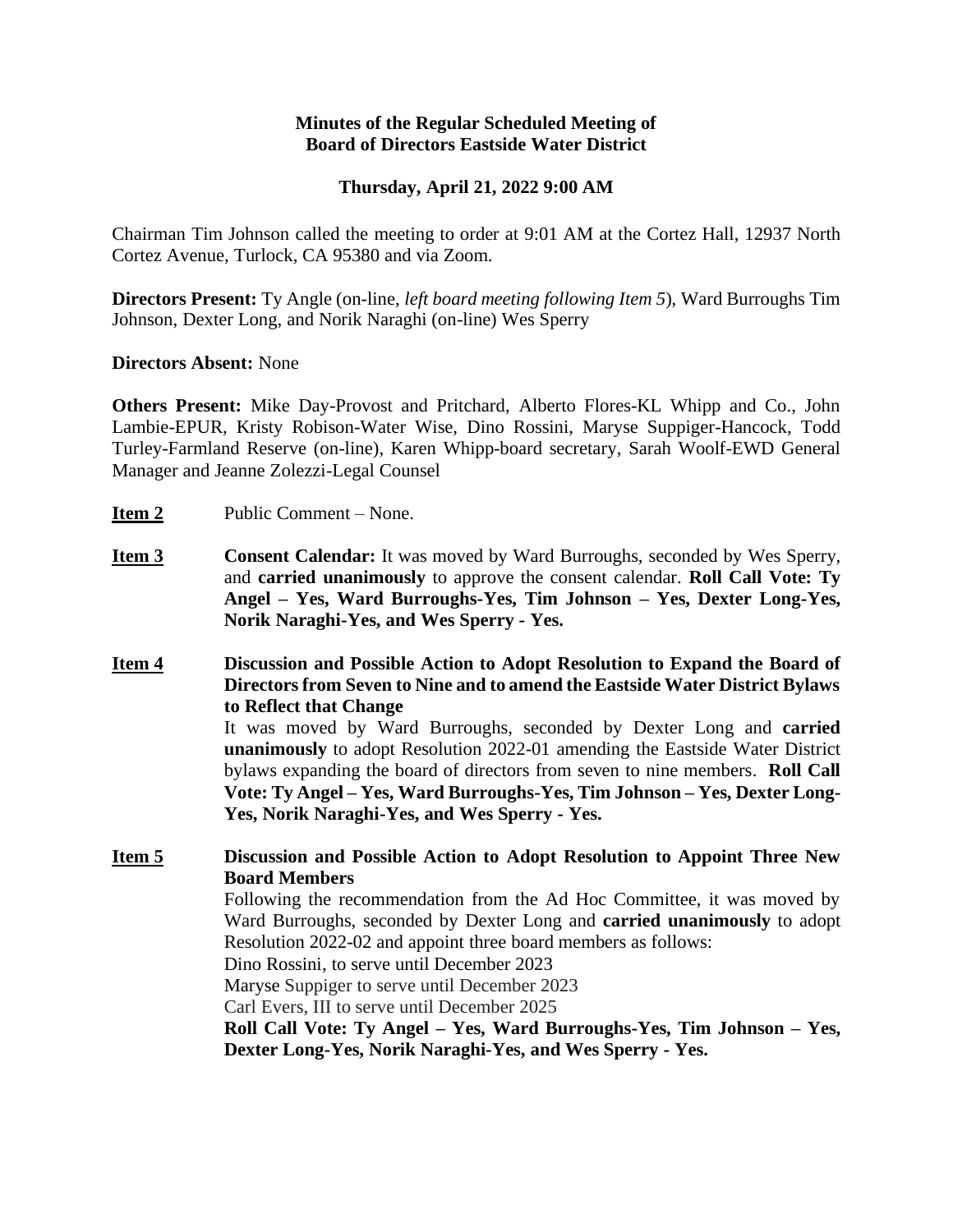**Minutes of the Regular Scheduled Meeting of**
**Board of Directors Eastside Water District**

**Thursday, April 21, 2022 9:00 AM**

Chairman Tim Johnson called the meeting to order at 9:01 AM at the Cortez Hall, 12937 North Cortez Avenue, Turlock, CA 95380 and via Zoom.

**Directors Present:** Ty Angle (on-line, *left board meeting following Item 5*), Ward Burroughs Tim Johnson, Dexter Long, and Norik Naraghi (on-line) Wes Sperry

**Directors Absent:** None

**Others Present:** Mike Day-Provost and Pritchard, Alberto Flores-KL Whipp and Co., John Lambie-EPUR, Kristy Robison-Water Wise, Dino Rossini, Maryse Suppiger-Hancock, Todd Turley-Farmland Reserve (on-line), Karen Whipp-board secretary, Sarah Woolf-EWD General Manager and Jeanne Zolezzi-Legal Counsel

**Item 2** Public Comment – None.

**Item 3** **Consent Calendar:** It was moved by Ward Burroughs, seconded by Wes Sperry, and **carried unanimously** to approve the consent calendar. **Roll Call Vote: Ty Angel – Yes, Ward Burroughs-Yes, Tim Johnson – Yes, Dexter Long-Yes, Norik Naraghi-Yes, and Wes Sperry - Yes.**

**Item 4** **Discussion and Possible Action to Adopt Resolution to Expand the Board of Directors from Seven to Nine and to amend the Eastside Water District Bylaws to Reflect that Change**

It was moved by Ward Burroughs, seconded by Dexter Long and **carried unanimously** to adopt Resolution 2022-01 amending the Eastside Water District bylaws expanding the board of directors from seven to nine members. **Roll Call Vote: Ty Angel – Yes, Ward Burroughs-Yes, Tim Johnson – Yes, Dexter Long-Yes, Norik Naraghi-Yes, and Wes Sperry - Yes.**

**Item 5** **Discussion and Possible Action to Adopt Resolution to Appoint Three New Board Members**

Following the recommendation from the Ad Hoc Committee, it was moved by Ward Burroughs, seconded by Dexter Long and **carried unanimously** to adopt Resolution 2022-02 and appoint three board members as follows:

Dino Rossini, to serve until December 2023
Maryse Suppiger to serve until December 2023
Carl Evers, III to serve until December 2025

**Roll Call Vote: Ty Angel – Yes, Ward Burroughs-Yes, Tim Johnson – Yes, Dexter Long-Yes, Norik Naraghi-Yes, and Wes Sperry - Yes.**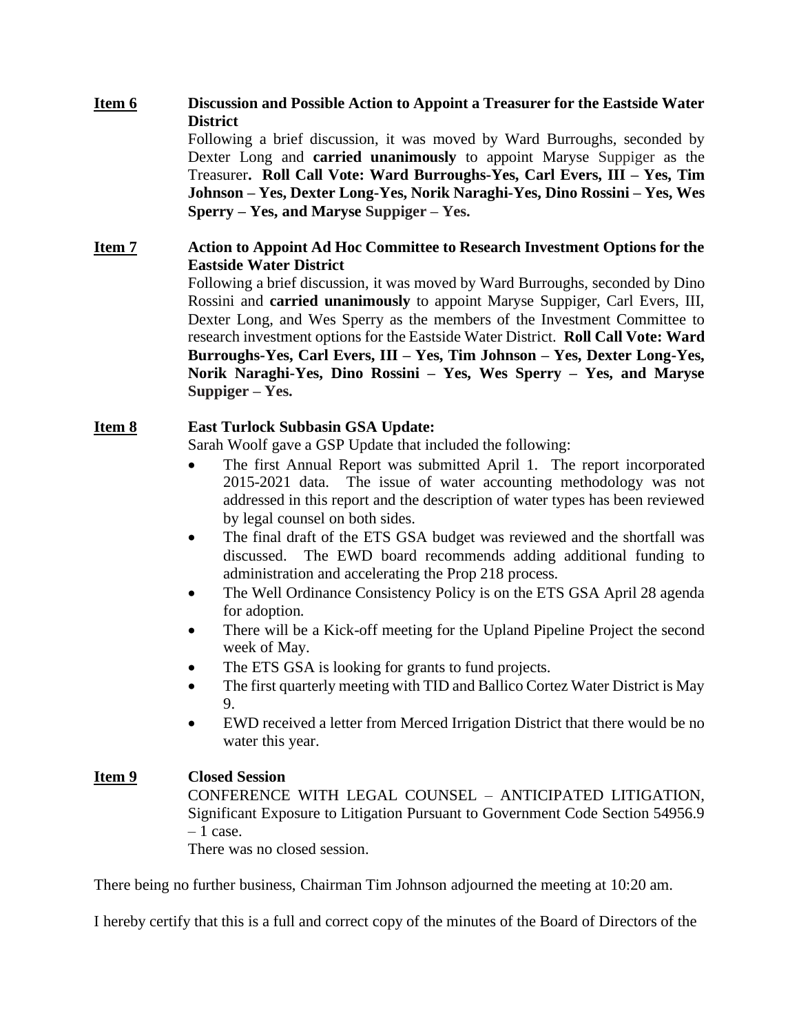**Item 6** **Discussion and Possible Action to Appoint a Treasurer for the Eastside Water District**

Following a brief discussion, it was moved by Ward Burroughs, seconded by Dexter Long and **carried unanimously** to appoint Maryse Suppiger as the Treasurer**. Roll Call Vote: Ward Burroughs-Yes, Carl Evers, III – Yes, Tim Johnson – Yes, Dexter Long-Yes, Norik Naraghi-Yes, Dino Rossini – Yes, Wes Sperry – Yes, and Maryse Suppiger – Yes.**

**Item 7** **Action to Appoint Ad Hoc Committee to Research Investment Options for the Eastside Water District**

Following a brief discussion, it was moved by Ward Burroughs, seconded by Dino Rossini and **carried unanimously** to appoint Maryse Suppiger, Carl Evers, III, Dexter Long, and Wes Sperry as the members of the Investment Committee to research investment options for the Eastside Water District. **Roll Call Vote: Ward Burroughs-Yes, Carl Evers, III – Yes, Tim Johnson – Yes, Dexter Long-Yes, Norik Naraghi-Yes, Dino Rossini – Yes, Wes Sperry – Yes, and Maryse Suppiger – Yes.**

**Item 8** **East Turlock Subbasin GSA Update:**

Sarah Woolf gave a GSP Update that included the following:

- The first Annual Report was submitted April 1. The report incorporated 2015-2021 data. The issue of water accounting methodology was not addressed in this report and the description of water types has been reviewed by legal counsel on both sides.
- The final draft of the ETS GSA budget was reviewed and the shortfall was discussed. The EWD board recommends adding additional funding to administration and accelerating the Prop 218 process.
- The Well Ordinance Consistency Policy is on the ETS GSA April 28 agenda for adoption.
- There will be a Kick-off meeting for the Upland Pipeline Project the second week of May.
- The ETS GSA is looking for grants to fund projects.
- The first quarterly meeting with TID and Ballico Cortez Water District is May 9.
- EWD received a letter from Merced Irrigation District that there would be no water this year.

**Item 9** **Closed Session**

CONFERENCE WITH LEGAL COUNSEL – ANTICIPATED LITIGATION, Significant Exposure to Litigation Pursuant to Government Code Section 54956.9 – 1 case.

There was no closed session.

There being no further business, Chairman Tim Johnson adjourned the meeting at 10:20 am.

I hereby certify that this is a full and correct copy of the minutes of the Board of Directors of the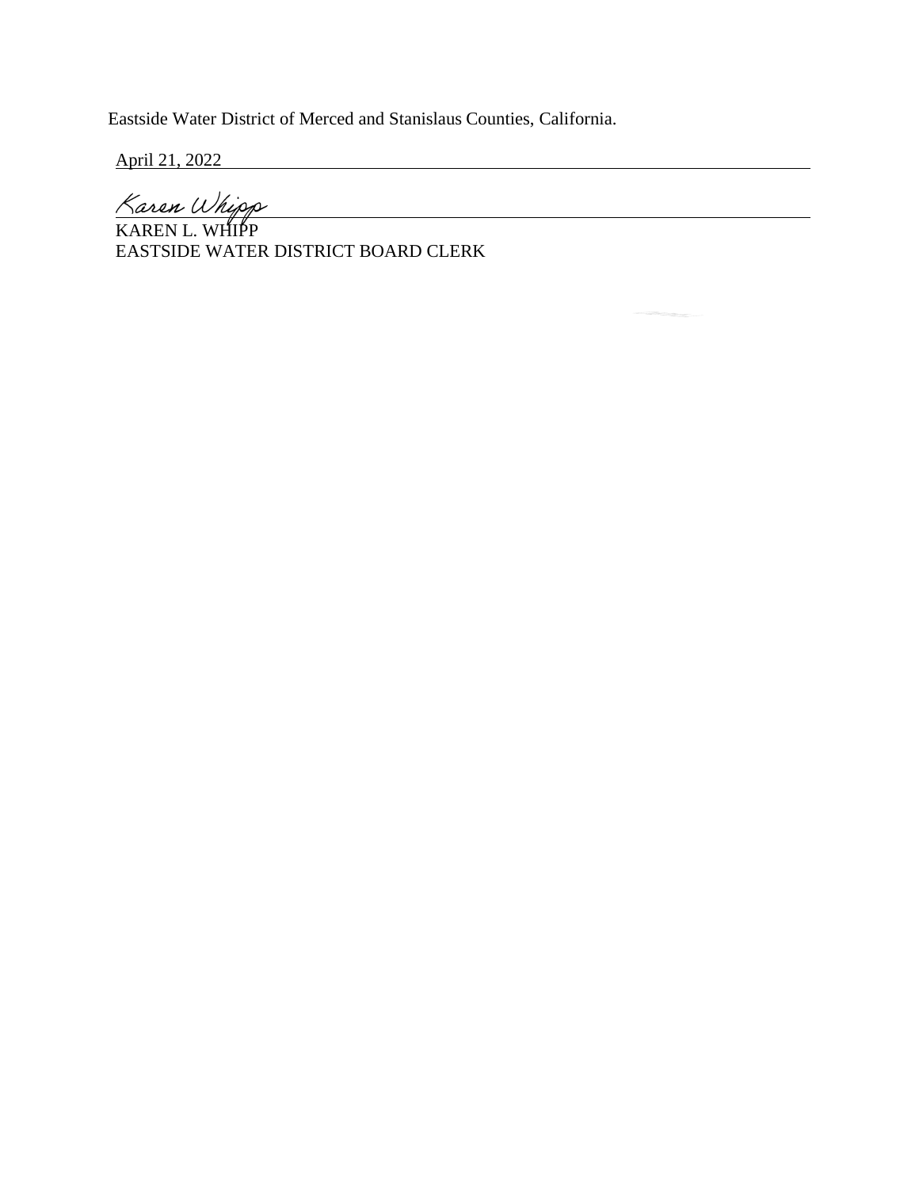Eastside Water District of Merced and Stanislaus Counties, California.

April 21, 2022

Karen Whipp

KAREN L. WHIPP

EASTSIDE WATER DISTRICT BOARD CLERK